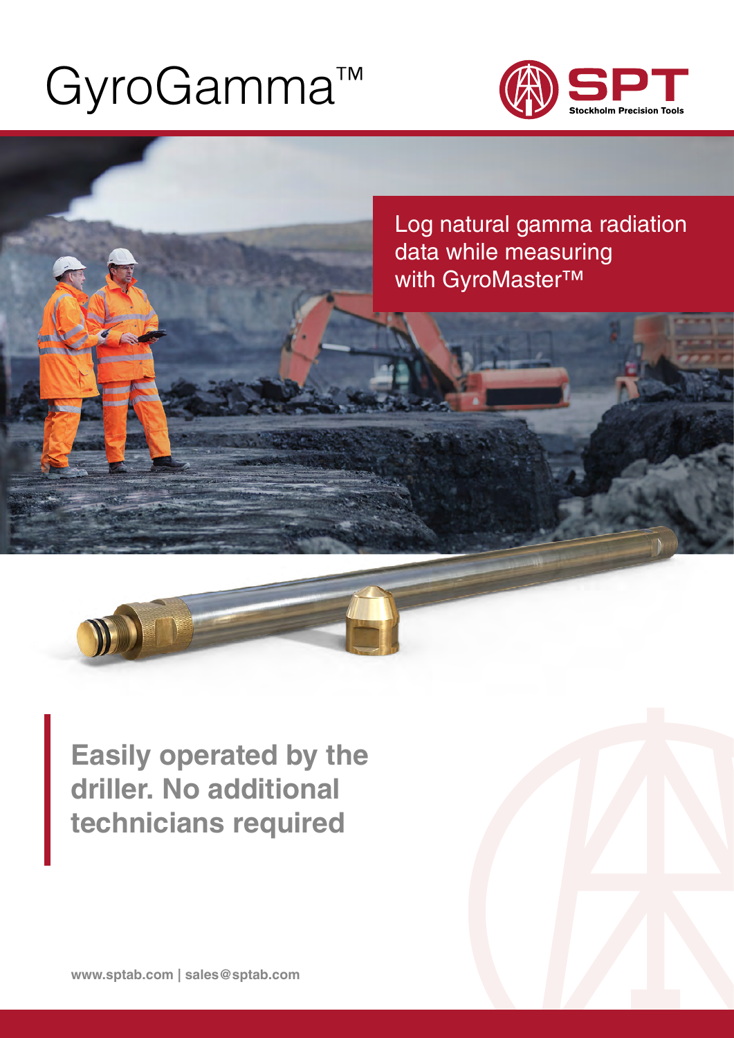# GyroGamma™

SPT
Stockholm Precision Tools

Log natural gamma radiation data while measuring with GyroMaster™

**Easily operated by the driller. No additional technicians required**

www.sptab.com | sales@sptab.com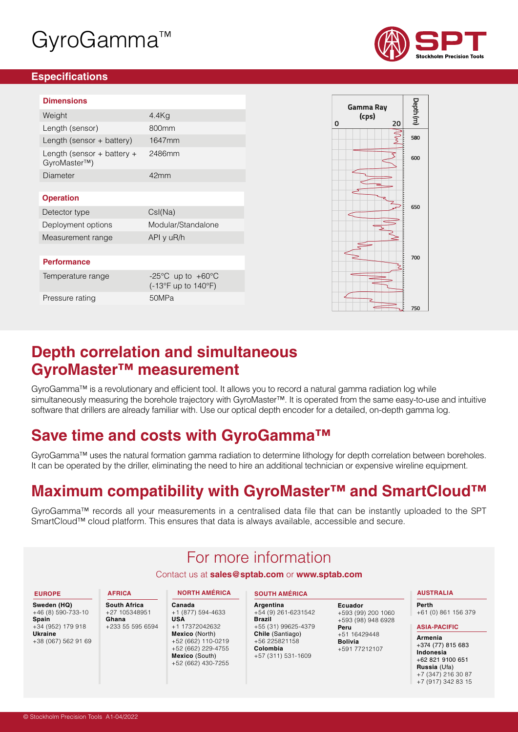# GyroGamma™

SPT Stockholm Precision Tools

## Especifications

| | |
|---|---|
| **Dimensions** | |
| Weight | 4.4Kg |
| Length (sensor) | 800mm |
| Length (sensor + battery) | 1647mm |
| Length (sensor + battery + GyroMaster™) | 2486mm |
| Diameter | 42mm |
| **Operation** | |
| Detector type | CsI(Na) |
| Deployment options | Modular/Standalone |
| Measurement range | API y uR/h |
| **Performance** | |
| Temperature range | -25°C up to +60°C (-13°F up to 140°F) |
| Pressure rating | 50MPa |

Gamma Ray (cps)
0
20
Depth (m)
580
600
650
700
750

## Depth correlation and simultaneous GyroMaster™ measurement

GyroGamma™ is a revolutionary and efficient tool. It allows you to record a natural gamma radiation log while simultaneously measuring the borehole trajectory with GyroMaster™. It is operated from the same easy-to-use and intuitive software that drillers are already familiar with. Use our optical depth encoder for a detailed, on-depth gamma log.

## Save time and costs with GyroGamma™

GyroGamma™ uses the natural formation gamma radiation to determine lithology for depth correlation between boreholes. It can be operated by the driller, eliminating the need to hire an additional technician or expensive wireline equipment.

## Maximum compatibility with GyroMaster™ and SmartCloud™

GyroGamma™ records all your measurements in a centralised data file that can be instantly uploaded to the SPT SmartCloud™ cloud platform. This ensures that data is always available, accessible and secure.

## For more information

Contact us at **sales@sptab.com** or **www.sptab.com**

**EUROPE**

**Sweden (HQ)**
+46 (8) 590-733-10
**Spain**
+34 (952) 179 918
**Ukraine**
+38 (067) 562 91 69

**AFRICA**

**South Africa**
+27 105348951
**Ghana**
+233 55 595 6594

**NORTH AMÉRICA**

**Canada**
+1 (877) 594-4633
**USA**
+1 17372042632
**Mexico** (North)
+52 (662) 110-0219
+52 (662) 229-4755
**Mexico** (South)
+52 (662) 430-7255

**SOUTH AMÉRICA**

**Argentina**
+54 (9) 261-6231542
**Brazil**
+55 (31) 99625-4379
**Chile** (Santiago)
+56 225821158
**Colombia**
+57 (311) 531-1609
**Ecuador**
+593 (99) 200 1060
+593 (98) 948 6928
**Peru**
+51 16429448
**Bolivia**
+591 77212107

**AUSTRALIA**

**Perth**
+61 (0) 861 156 379

**ASIA-PACIFIC**

**Armenia**
+374 (77) 815 683
**Indonesia**
+62 821 9100 651
**Russia** (Ufa)
+7 (347) 216 30 87
+7 (917) 342 83 15

© Stockholm Precision Tools A1-04/2022